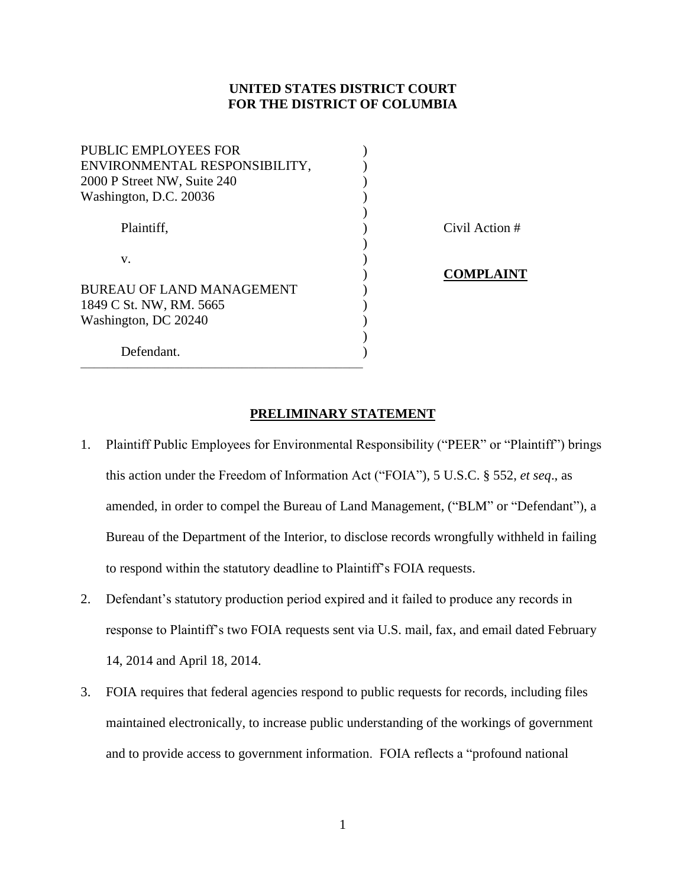**UNITED STATES DISTRICT COURT**
**FOR THE DISTRICT OF COLUMBIA**

| | |
|---|---|
| PUBLIC EMPLOYEES FOR ENVIRONMENTAL RESPONSIBILITY,<br>2000 P Street NW, Suite 240<br>Washington, D.C. 20036 | |
| Plaintiff, | Civil Action # |
| v. | **COMPLAINT** |
| BUREAU OF LAND MANAGEMENT<br>1849 C St. NW, RM. 5665<br>Washington, DC 20240 | |
| Defendant. | |

## PRELIMINARY STATEMENT

1. Plaintiff Public Employees for Environmental Responsibility ("PEER" or "Plaintiff") brings this action under the Freedom of Information Act ("FOIA"), 5 U.S.C. § 552, *et seq*., as amended, in order to compel the Bureau of Land Management, ("BLM" or "Defendant"), a Bureau of the Department of the Interior, to disclose records wrongfully withheld in failing to respond within the statutory deadline to Plaintiff's FOIA requests.

2. Defendant's statutory production period expired and it failed to produce any records in response to Plaintiff's two FOIA requests sent via U.S. mail, fax, and email dated February 14, 2014 and April 18, 2014.

3. FOIA requires that federal agencies respond to public requests for records, including files maintained electronically, to increase public understanding of the workings of government and to provide access to government information. FOIA reflects a "profound national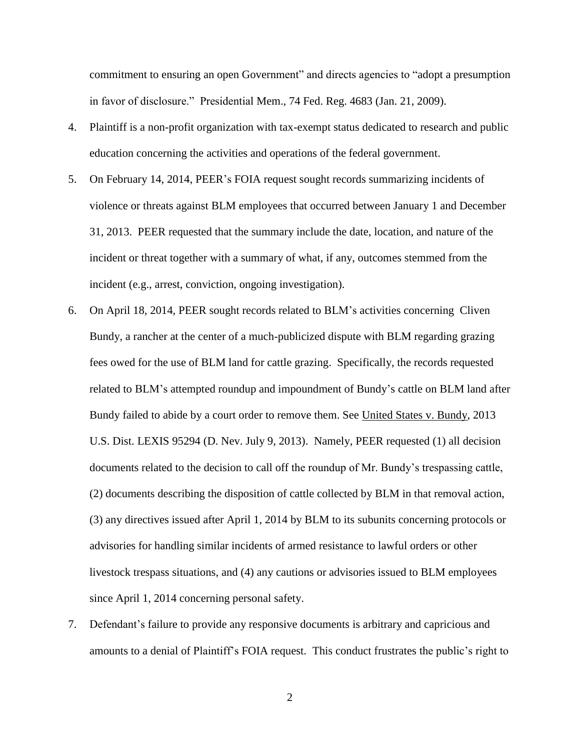commitment to ensuring an open Government" and directs agencies to "adopt a presumption in favor of disclosure." Presidential Mem., 74 Fed. Reg. 4683 (Jan. 21, 2009).

4. Plaintiff is a non-profit organization with tax-exempt status dedicated to research and public education concerning the activities and operations of the federal government.

5. On February 14, 2014, PEER's FOIA request sought records summarizing incidents of violence or threats against BLM employees that occurred between January 1 and December 31, 2013. PEER requested that the summary include the date, location, and nature of the incident or threat together with a summary of what, if any, outcomes stemmed from the incident (e.g., arrest, conviction, ongoing investigation).

6. On April 18, 2014, PEER sought records related to BLM's activities concerning Cliven Bundy, a rancher at the center of a much-publicized dispute with BLM regarding grazing fees owed for the use of BLM land for cattle grazing. Specifically, the records requested related to BLM's attempted roundup and impoundment of Bundy's cattle on BLM land after Bundy failed to abide by a court order to remove them. See United States v. Bundy, 2013 U.S. Dist. LEXIS 95294 (D. Nev. July 9, 2013). Namely, PEER requested (1) all decision documents related to the decision to call off the roundup of Mr. Bundy's trespassing cattle, (2) documents describing the disposition of cattle collected by BLM in that removal action, (3) any directives issued after April 1, 2014 by BLM to its subunits concerning protocols or advisories for handling similar incidents of armed resistance to lawful orders or other livestock trespass situations, and (4) any cautions or advisories issued to BLM employees since April 1, 2014 concerning personal safety.

7. Defendant's failure to provide any responsive documents is arbitrary and capricious and amounts to a denial of Plaintiff's FOIA request. This conduct frustrates the public's right to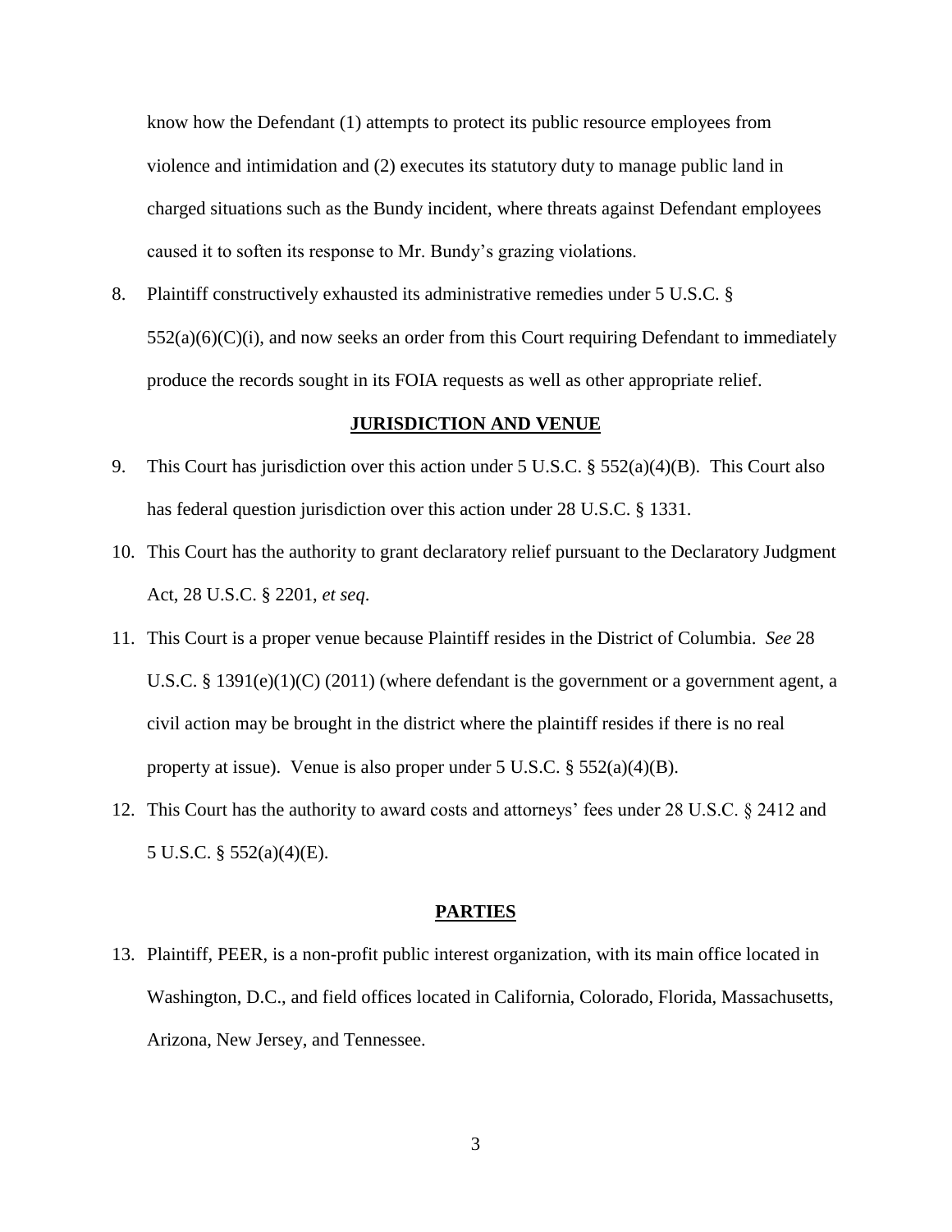know how the Defendant (1) attempts to protect its public resource employees from violence and intimidation and (2) executes its statutory duty to manage public land in charged situations such as the Bundy incident, where threats against Defendant employees caused it to soften its response to Mr. Bundy's grazing violations.

8. Plaintiff constructively exhausted its administrative remedies under 5 U.S.C. § 552(a)(6)(C)(i), and now seeks an order from this Court requiring Defendant to immediately produce the records sought in its FOIA requests as well as other appropriate relief.

## JURISDICTION AND VENUE

9. This Court has jurisdiction over this action under 5 U.S.C. § 552(a)(4)(B). This Court also has federal question jurisdiction over this action under 28 U.S.C. § 1331.

10. This Court has the authority to grant declaratory relief pursuant to the Declaratory Judgment Act, 28 U.S.C. § 2201, *et seq*.

11. This Court is a proper venue because Plaintiff resides in the District of Columbia. *See* 28 U.S.C. § 1391(e)(1)(C) (2011) (where defendant is the government or a government agent, a civil action may be brought in the district where the plaintiff resides if there is no real property at issue). Venue is also proper under 5 U.S.C. § 552(a)(4)(B).

12. This Court has the authority to award costs and attorneys' fees under 28 U.S.C. § 2412 and 5 U.S.C. § 552(a)(4)(E).

## PARTIES

13. Plaintiff, PEER, is a non-profit public interest organization, with its main office located in Washington, D.C., and field offices located in California, Colorado, Florida, Massachusetts, Arizona, New Jersey, and Tennessee.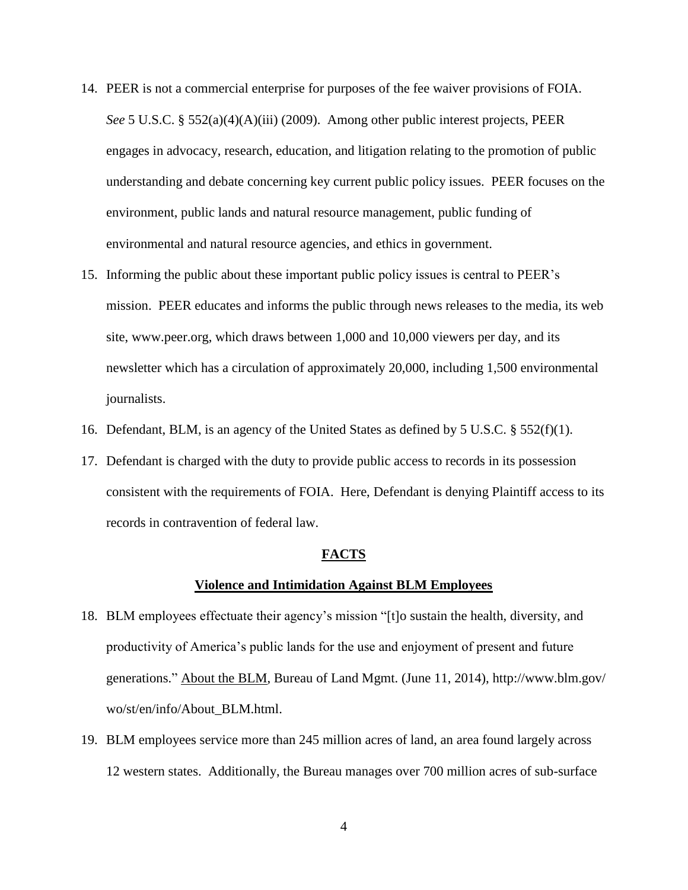14. PEER is not a commercial enterprise for purposes of the fee waiver provisions of FOIA. *See* 5 U.S.C. § 552(a)(4)(A)(iii) (2009). Among other public interest projects, PEER engages in advocacy, research, education, and litigation relating to the promotion of public understanding and debate concerning key current public policy issues. PEER focuses on the environment, public lands and natural resource management, public funding of environmental and natural resource agencies, and ethics in government.

15. Informing the public about these important public policy issues is central to PEER's mission. PEER educates and informs the public through news releases to the media, its web site, www.peer.org, which draws between 1,000 and 10,000 viewers per day, and its newsletter which has a circulation of approximately 20,000, including 1,500 environmental journalists.

16. Defendant, BLM, is an agency of the United States as defined by 5 U.S.C. § 552(f)(1).

17. Defendant is charged with the duty to provide public access to records in its possession consistent with the requirements of FOIA. Here, Defendant is denying Plaintiff access to its records in contravention of federal law.

## FACTS

### Violence and Intimidation Against BLM Employees

18. BLM employees effectuate their agency's mission "[t]o sustain the health, diversity, and productivity of America's public lands for the use and enjoyment of present and future generations." About the BLM, Bureau of Land Mgmt. (June 11, 2014), http://www.blm.gov/wo/st/en/info/About_BLM.html.

19. BLM employees service more than 245 million acres of land, an area found largely across 12 western states. Additionally, the Bureau manages over 700 million acres of sub-surface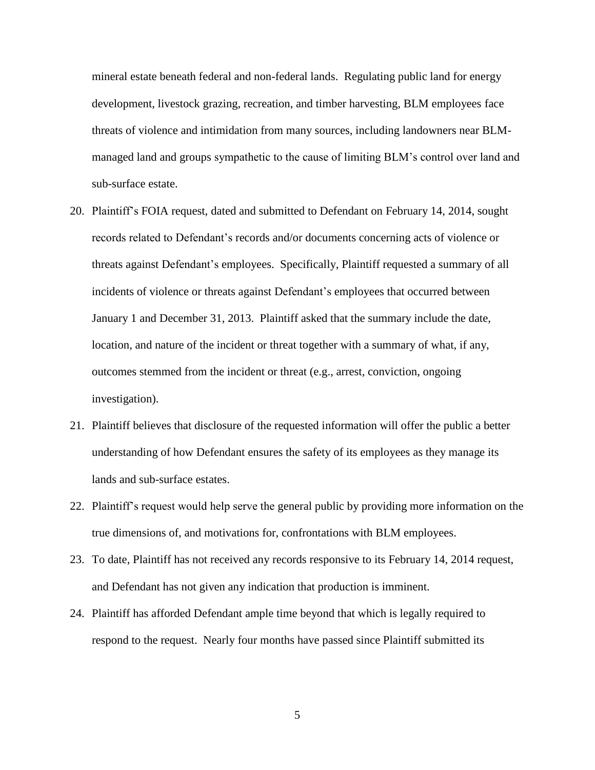mineral estate beneath federal and non-federal lands. Regulating public land for energy development, livestock grazing, recreation, and timber harvesting, BLM employees face threats of violence and intimidation from many sources, including landowners near BLM-managed land and groups sympathetic to the cause of limiting BLM's control over land and sub-surface estate.

20. Plaintiff's FOIA request, dated and submitted to Defendant on February 14, 2014, sought records related to Defendant's records and/or documents concerning acts of violence or threats against Defendant's employees. Specifically, Plaintiff requested a summary of all incidents of violence or threats against Defendant's employees that occurred between January 1 and December 31, 2013. Plaintiff asked that the summary include the date, location, and nature of the incident or threat together with a summary of what, if any, outcomes stemmed from the incident or threat (e.g., arrest, conviction, ongoing investigation).
21. Plaintiff believes that disclosure of the requested information will offer the public a better understanding of how Defendant ensures the safety of its employees as they manage its lands and sub-surface estates.
22. Plaintiff's request would help serve the general public by providing more information on the true dimensions of, and motivations for, confrontations with BLM employees.
23. To date, Plaintiff has not received any records responsive to its February 14, 2014 request, and Defendant has not given any indication that production is imminent.
24. Plaintiff has afforded Defendant ample time beyond that which is legally required to respond to the request. Nearly four months have passed since Plaintiff submitted its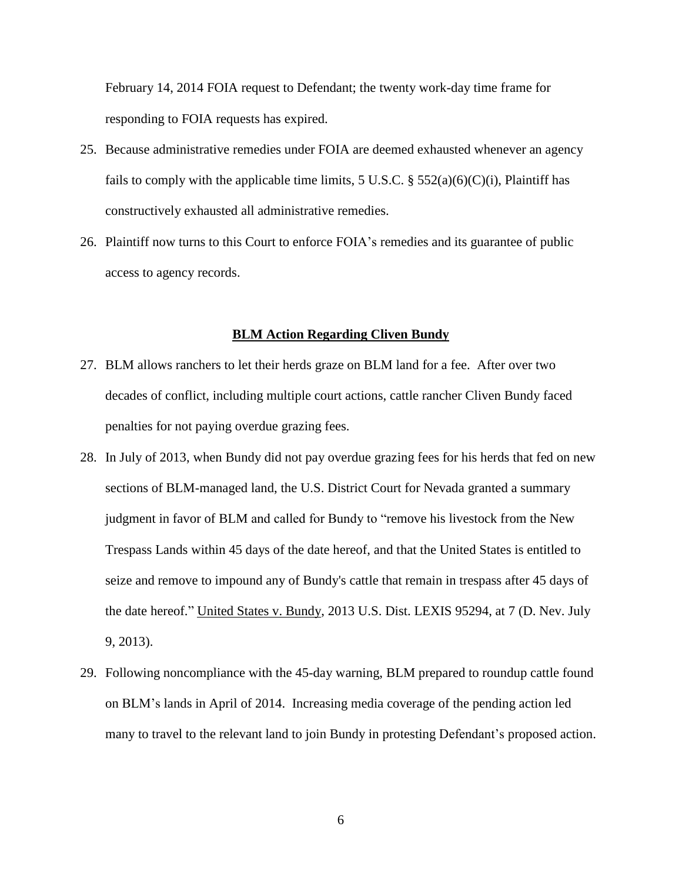February 14, 2014 FOIA request to Defendant; the twenty work-day time frame for responding to FOIA requests has expired.

25. Because administrative remedies under FOIA are deemed exhausted whenever an agency fails to comply with the applicable time limits, 5 U.S.C. § 552(a)(6)(C)(i), Plaintiff has constructively exhausted all administrative remedies.

26. Plaintiff now turns to this Court to enforce FOIA's remedies and its guarantee of public access to agency records.

## BLM Action Regarding Cliven Bundy

27. BLM allows ranchers to let their herds graze on BLM land for a fee. After over two decades of conflict, including multiple court actions, cattle rancher Cliven Bundy faced penalties for not paying overdue grazing fees.

28. In July of 2013, when Bundy did not pay overdue grazing fees for his herds that fed on new sections of BLM-managed land, the U.S. District Court for Nevada granted a summary judgment in favor of BLM and called for Bundy to "remove his livestock from the New Trespass Lands within 45 days of the date hereof, and that the United States is entitled to seize and remove to impound any of Bundy's cattle that remain in trespass after 45 days of the date hereof." United States v. Bundy, 2013 U.S. Dist. LEXIS 95294, at 7 (D. Nev. July 9, 2013).

29. Following noncompliance with the 45-day warning, BLM prepared to roundup cattle found on BLM's lands in April of 2014. Increasing media coverage of the pending action led many to travel to the relevant land to join Bundy in protesting Defendant's proposed action.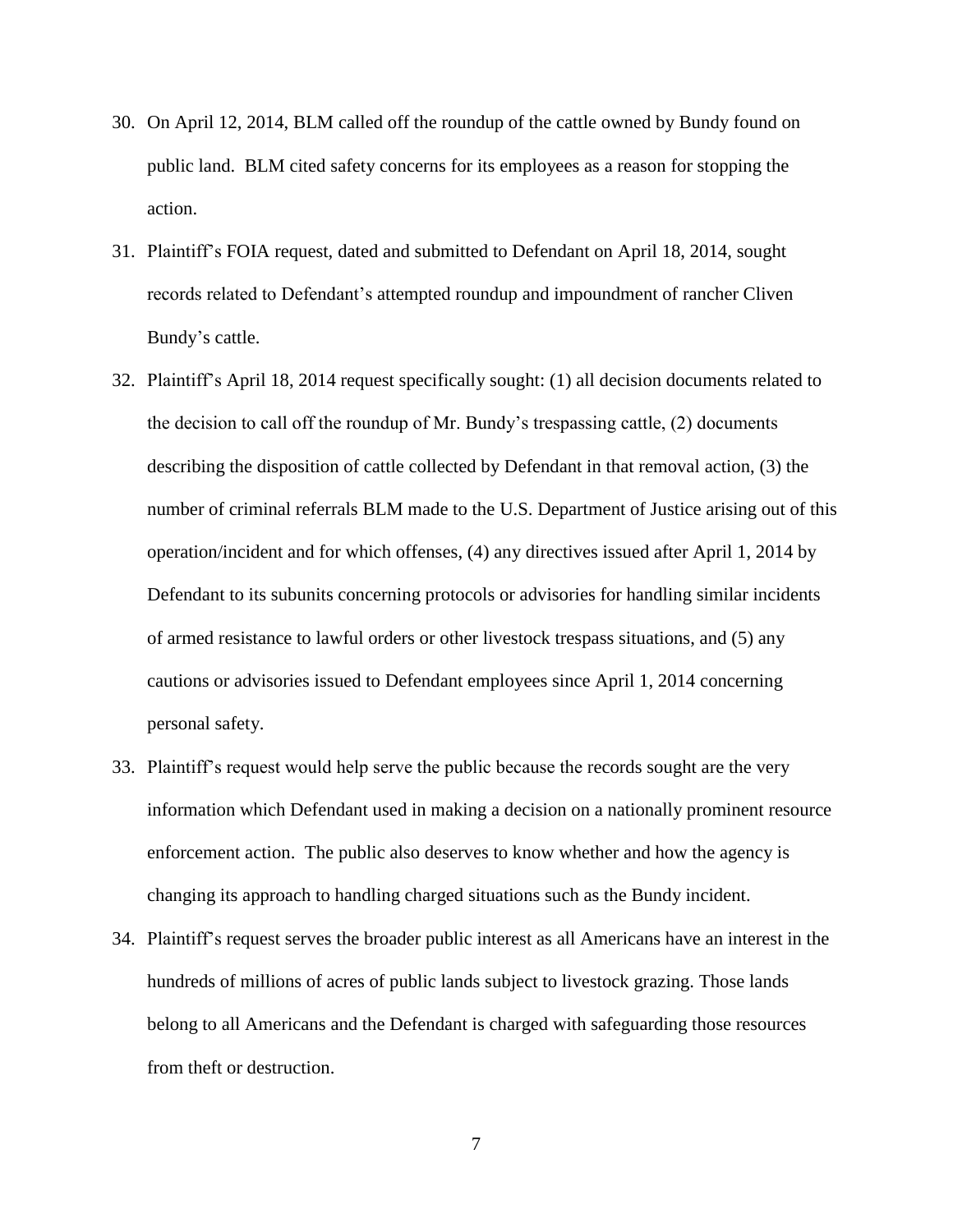30. On April 12, 2014, BLM called off the roundup of the cattle owned by Bundy found on public land. BLM cited safety concerns for its employees as a reason for stopping the action.

31. Plaintiff's FOIA request, dated and submitted to Defendant on April 18, 2014, sought records related to Defendant's attempted roundup and impoundment of rancher Cliven Bundy's cattle.

32. Plaintiff's April 18, 2014 request specifically sought: (1) all decision documents related to the decision to call off the roundup of Mr. Bundy's trespassing cattle, (2) documents describing the disposition of cattle collected by Defendant in that removal action, (3) the number of criminal referrals BLM made to the U.S. Department of Justice arising out of this operation/incident and for which offenses, (4) any directives issued after April 1, 2014 by Defendant to its subunits concerning protocols or advisories for handling similar incidents of armed resistance to lawful orders or other livestock trespass situations, and (5) any cautions or advisories issued to Defendant employees since April 1, 2014 concerning personal safety.

33. Plaintiff's request would help serve the public because the records sought are the very information which Defendant used in making a decision on a nationally prominent resource enforcement action. The public also deserves to know whether and how the agency is changing its approach to handling charged situations such as the Bundy incident.

34. Plaintiff's request serves the broader public interest as all Americans have an interest in the hundreds of millions of acres of public lands subject to livestock grazing. Those lands belong to all Americans and the Defendant is charged with safeguarding those resources from theft or destruction.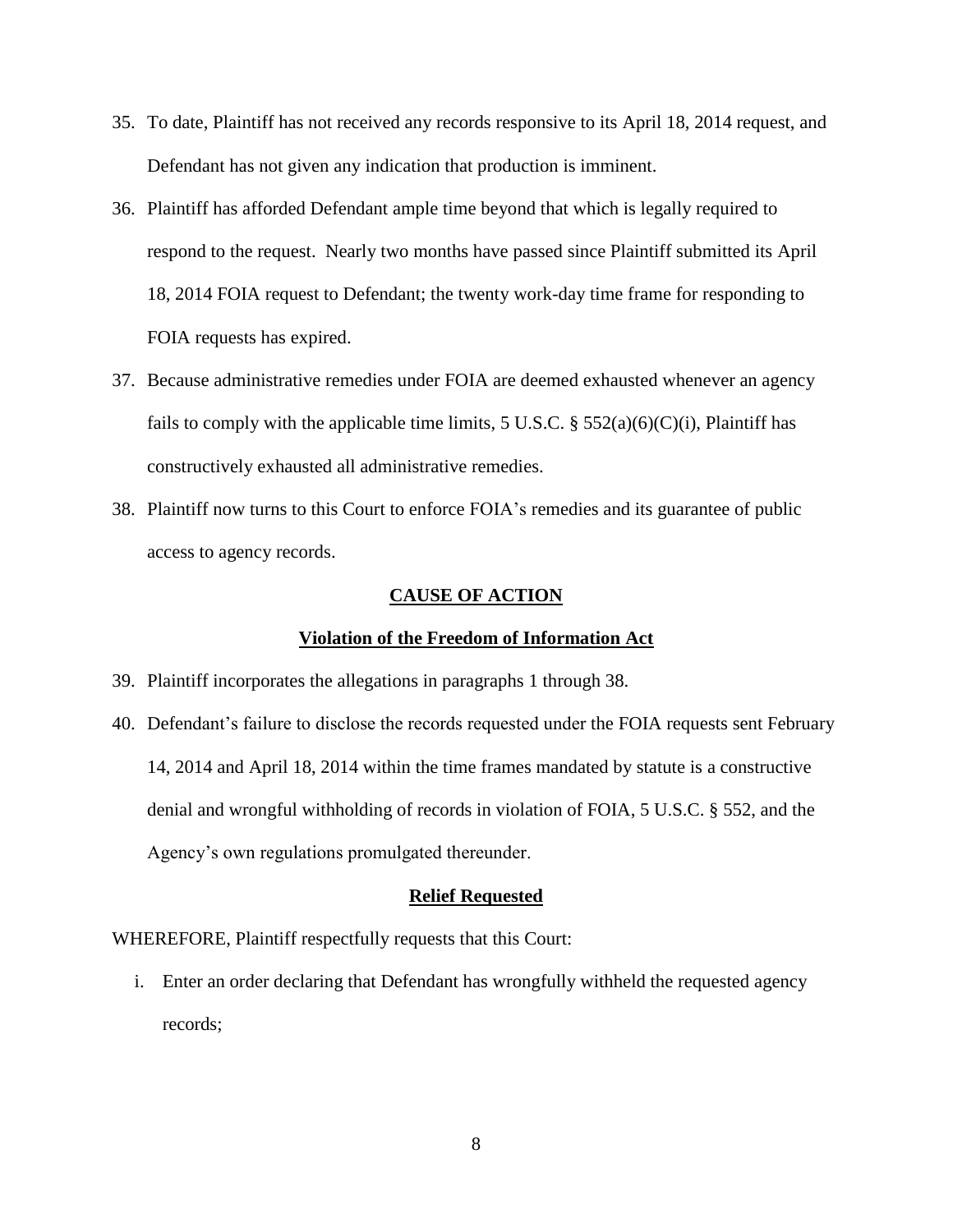35. To date, Plaintiff has not received any records responsive to its April 18, 2014 request, and Defendant has not given any indication that production is imminent.

36. Plaintiff has afforded Defendant ample time beyond that which is legally required to respond to the request. Nearly two months have passed since Plaintiff submitted its April 18, 2014 FOIA request to Defendant; the twenty work-day time frame for responding to FOIA requests has expired.

37. Because administrative remedies under FOIA are deemed exhausted whenever an agency fails to comply with the applicable time limits, 5 U.S.C. § 552(a)(6)(C)(i), Plaintiff has constructively exhausted all administrative remedies.

38. Plaintiff now turns to this Court to enforce FOIA's remedies and its guarantee of public access to agency records.

## CAUSE OF ACTION

### Violation of the Freedom of Information Act

39. Plaintiff incorporates the allegations in paragraphs 1 through 38.

40. Defendant's failure to disclose the records requested under the FOIA requests sent February 14, 2014 and April 18, 2014 within the time frames mandated by statute is a constructive denial and wrongful withholding of records in violation of FOIA, 5 U.S.C. § 552, and the Agency's own regulations promulgated thereunder.

### Relief Requested

WHEREFORE, Plaintiff respectfully requests that this Court:

i. Enter an order declaring that Defendant has wrongfully withheld the requested agency records;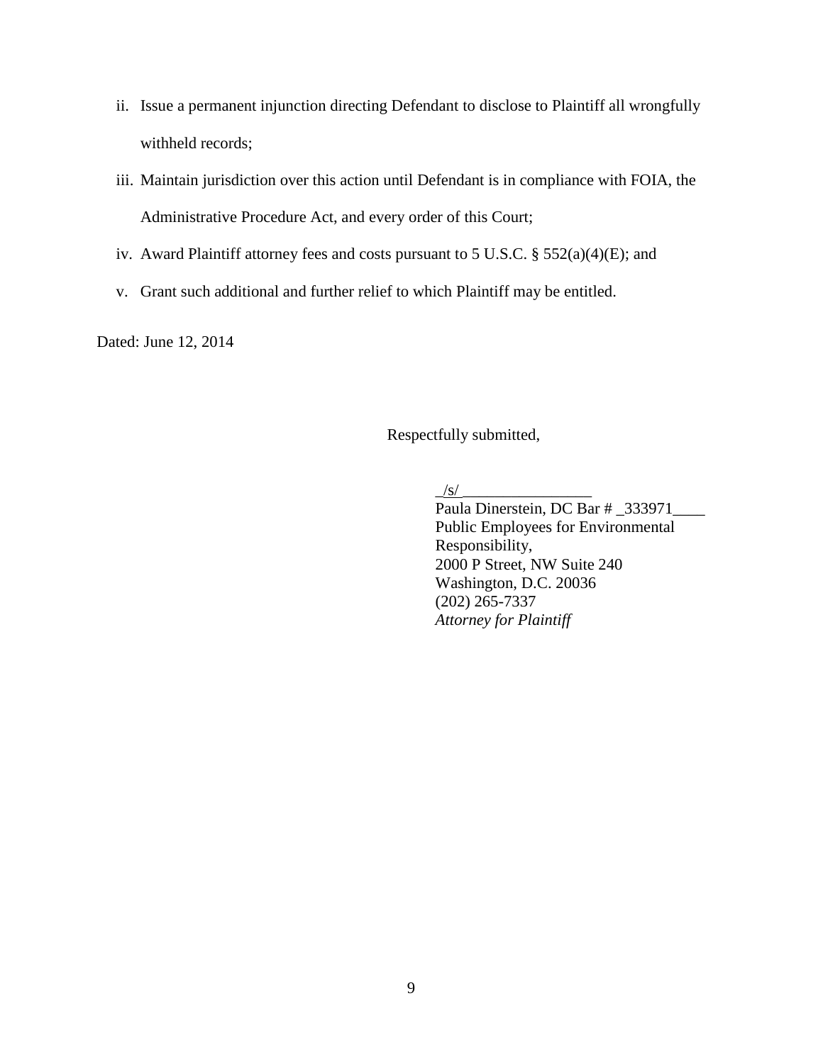ii. Issue a permanent injunction directing Defendant to disclose to Plaintiff all wrongfully withheld records;

iii. Maintain jurisdiction over this action until Defendant is in compliance with FOIA, the Administrative Procedure Act, and every order of this Court;

iv. Award Plaintiff attorney fees and costs pursuant to 5 U.S.C. § 552(a)(4)(E); and

v. Grant such additional and further relief to which Plaintiff may be entitled.

Dated: June 12, 2014

Respectfully submitted,

_/s/_________________
Paula Dinerstein, DC Bar # _333971____
Public Employees for Environmental Responsibility,
2000 P Street, NW Suite 240
Washington, D.C. 20036
(202) 265-7337
*Attorney for Plaintiff*